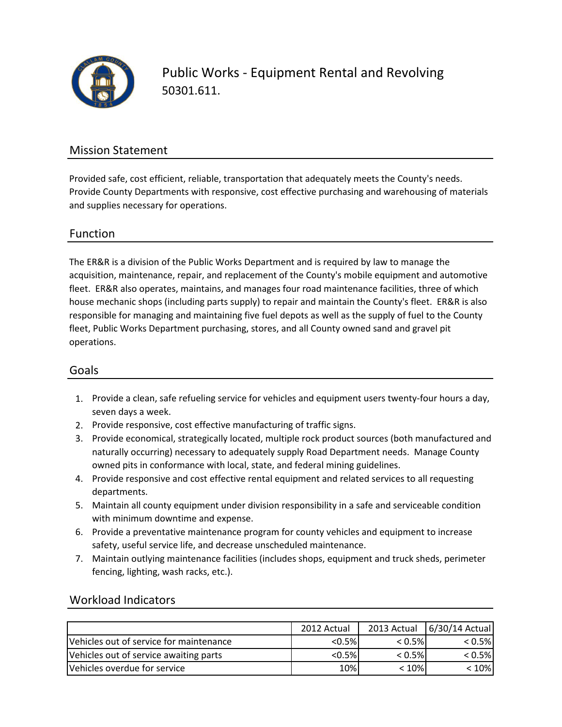# Public Works - Equipment Rental and Revolving

50301.611.

## Mission Statement

Provided safe, cost efficient, reliable, transportation that adequately meets the County's needs. Provide County Departments with responsive, cost effective purchasing and warehousing of materials and supplies necessary for operations.

## Function

The ER&R is a division of the Public Works Department and is required by law to manage the acquisition, maintenance, repair, and replacement of the County's mobile equipment and automotive fleet. ER&R also operates, maintains, and manages four road maintenance facilities, three of which house mechanic shops (including parts supply) to repair and maintain the County's fleet. ER&R is also responsible for managing and maintaining five fuel depots as well as the supply of fuel to the County fleet, Public Works Department purchasing, stores, and all County owned sand and gravel pit operations.

## Goals

1. Provide a clean, safe refueling service for vehicles and equipment users twenty-four hours a day, seven days a week.
2. Provide responsive, cost effective manufacturing of traffic signs.
3. Provide economical, strategically located, multiple rock product sources (both manufactured and naturally occurring) necessary to adequately supply Road Department needs. Manage County owned pits in conformance with local, state, and federal mining guidelines.
4. Provide responsive and cost effective rental equipment and related services to all requesting departments.
5. Maintain all county equipment under division responsibility in a safe and serviceable condition with minimum downtime and expense.
6. Provide a preventative maintenance program for county vehicles and equipment to increase safety, useful service life, and decrease unscheduled maintenance.
7. Maintain outlying maintenance facilities (includes shops, equipment and truck sheds, perimeter fencing, lighting, wash racks, etc.).

## Workload Indicators

| | 2012 Actual | 2013 Actual | 6/30/14 Actual |
|---|---|---|---|
| Vehicles out of service for maintenance | <0.5% | < 0.5% | < 0.5% |
| Vehicles out of service awaiting parts | <0.5% | < 0.5% | < 0.5% |
| Vehicles overdue for service | 10% | < 10% | < 10% |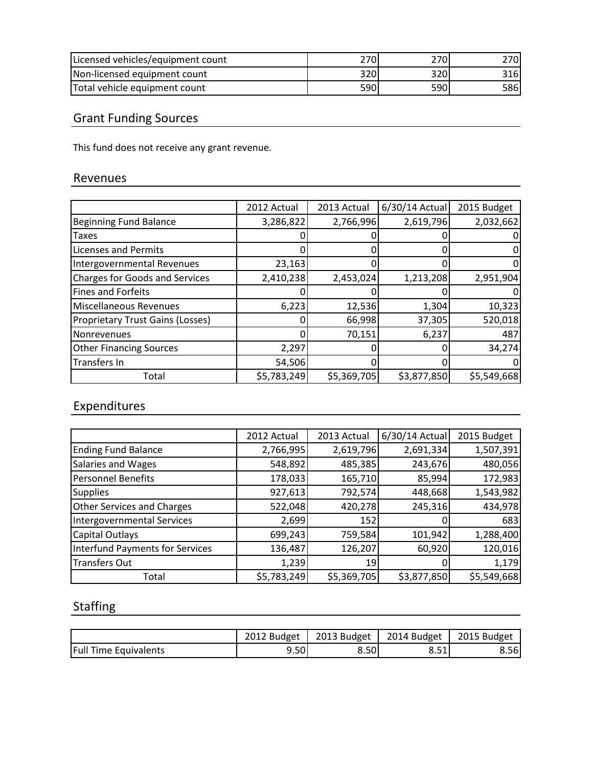| | | | |
|---|---|---|---|
| Licensed vehicles/equipment count | 270 | 270 | 270 |
| Non-licensed equipment count | 320 | 320 | 316 |
| Total vehicle equipment count | 590 | 590 | 586 |

## Grant Funding Sources

This fund does not receive any grant revenue.

## Revenues

| | 2012 Actual | 2013 Actual | 6/30/14 Actual | 2015 Budget |
|---|---|---|---|---|
| Beginning Fund Balance | 3,286,822 | 2,766,996 | 2,619,796 | 2,032,662 |
| Taxes | 0 | 0 | 0 | 0 |
| Licenses and Permits | 0 | 0 | 0 | 0 |
| Intergovernmental Revenues | 23,163 | 0 | 0 | 0 |
| Charges for Goods and Services | 2,410,238 | 2,453,024 | 1,213,208 | 2,951,904 |
| Fines and Forfeits | 0 | 0 | 0 | 0 |
| Miscellaneous Revenues | 6,223 | 12,536 | 1,304 | 10,323 |
| Proprietary Trust Gains (Losses) | 0 | 66,998 | 37,305 | 520,018 |
| Nonrevenues | 0 | 70,151 | 6,237 | 487 |
| Other Financing Sources | 2,297 | 0 | 0 | 34,274 |
| Transfers In | 54,506 | 0 | 0 | 0 |
| Total | $5,783,249 | $5,369,705 | $3,877,850 | $5,549,668 |

## Expenditures

| | 2012 Actual | 2013 Actual | 6/30/14 Actual | 2015 Budget |
|---|---|---|---|---|
| Ending Fund Balance | 2,766,995 | 2,619,796 | 2,691,334 | 1,507,391 |
| Salaries and Wages | 548,892 | 485,385 | 243,676 | 480,056 |
| Personnel Benefits | 178,033 | 165,710 | 85,994 | 172,983 |
| Supplies | 927,613 | 792,574 | 448,668 | 1,543,982 |
| Other Services and Charges | 522,048 | 420,278 | 245,316 | 434,978 |
| Intergovernmental Services | 2,699 | 152 | 0 | 683 |
| Capital Outlays | 699,243 | 759,584 | 101,942 | 1,288,400 |
| Interfund Payments for Services | 136,487 | 126,207 | 60,920 | 120,016 |
| Transfers Out | 1,239 | 19 | 0 | 1,179 |
| Total | $5,783,249 | $5,369,705 | $3,877,850 | $5,549,668 |

## Staffing

| | 2012 Budget | 2013 Budget | 2014 Budget | 2015 Budget |
|---|---|---|---|---|
| Full Time Equivalents | 9.50 | 8.50 | 8.51 | 8.56 |